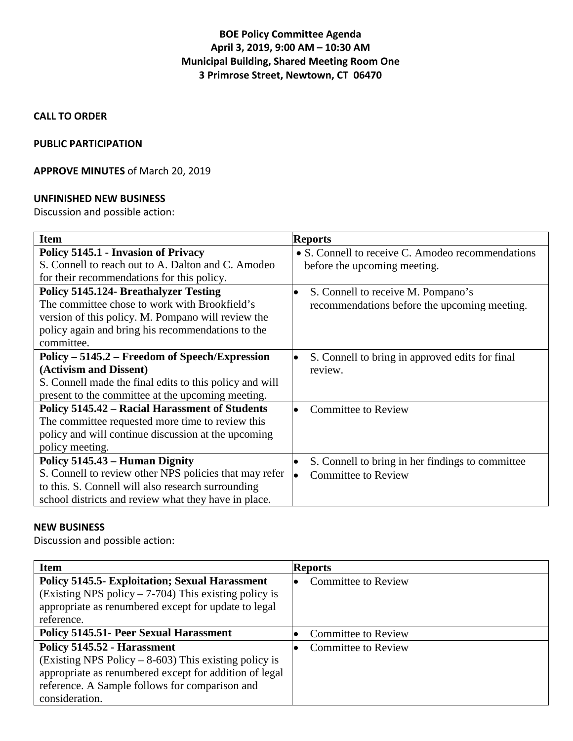# BOE Policy Committee Agenda
**April 3, 2019, 9:00 AM – 10:30 AM**
**Municipal Building, Shared Meeting Room One**
**3 Primrose Street, Newtown, CT 06470**

**CALL TO ORDER**

**PUBLIC PARTICIPATION**

**APPROVE MINUTES** of March 20, 2019

**UNFINISHED NEW BUSINESS**

Discussion and possible action:

| Item | Reports |
|---|---|
| **Policy 5145.1 - Invasion of Privacy** S. Connell to reach out to A. Dalton and C. Amodeo for their recommendations for this policy. | • S. Connell to receive C. Amodeo recommendations before the upcoming meeting. |
| **Policy 5145.124- Breathalyzer Testing** The committee chose to work with Brookfield's version of this policy. M. Pompano will review the policy again and bring his recommendations to the committee. | • S. Connell to receive M. Pompano's recommendations before the upcoming meeting. |
| **Policy – 5145.2 – Freedom of Speech/Expression (Activism and Dissent)** S. Connell made the final edits to this policy and will present to the committee at the upcoming meeting. | • S. Connell to bring in approved edits for final review. |
| **Policy 5145.42 – Racial Harassment of Students** The committee requested more time to review this policy and will continue discussion at the upcoming policy meeting. | • Committee to Review |
| **Policy 5145.43 – Human Dignity** S. Connell to review other NPS policies that may refer to this. S. Connell will also research surrounding school districts and review what they have in place. | • S. Connell to bring in her findings to committee<br>• Committee to Review |

**NEW BUSINESS**

Discussion and possible action:

| Item | Reports |
|---|---|
| **Policy 5145.5- Exploitation; Sexual Harassment** (Existing NPS policy – 7-704) This existing policy is appropriate as renumbered except for update to legal reference. | • Committee to Review |
| **Policy 5145.51- Peer Sexual Harassment** | • Committee to Review |
| **Policy 5145.52 - Harassment** (Existing NPS Policy – 8-603) This existing policy is appropriate as renumbered except for addition of legal reference. A Sample follows for comparison and consideration. | • Committee to Review |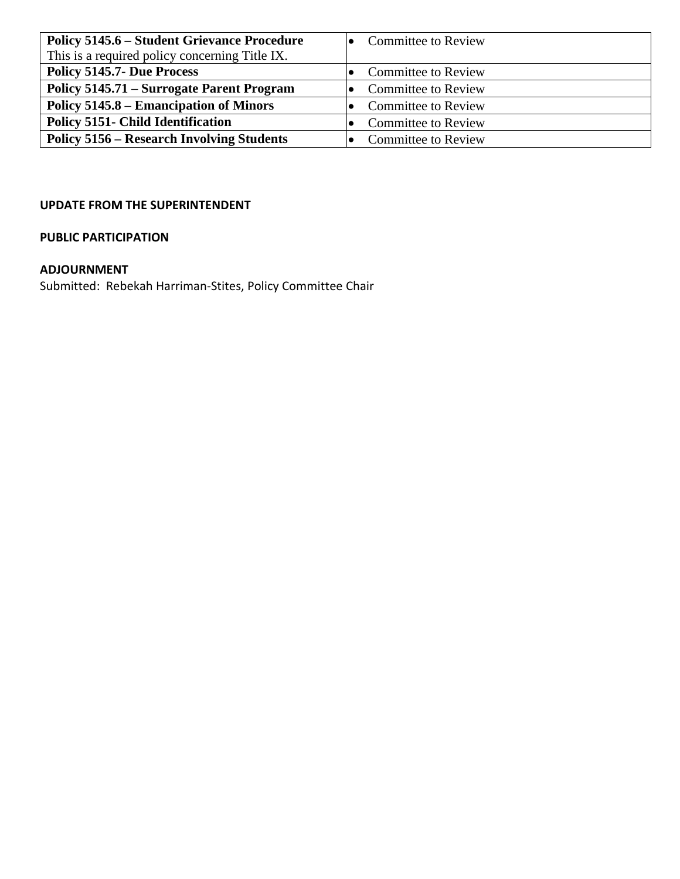| | |
|---|---|
| **Policy 5145.6 – Student Grievance Procedure** This is a required policy concerning Title IX. | • Committee to Review |
| **Policy 5145.7- Due Process** | • Committee to Review |
| **Policy 5145.71 – Surrogate Parent Program** | • Committee to Review |
| **Policy 5145.8 – Emancipation of Minors** | • Committee to Review |
| **Policy 5151- Child Identification** | • Committee to Review |
| **Policy 5156 – Research Involving Students** | • Committee to Review |

**UPDATE FROM THE SUPERINTENDENT**

**PUBLIC PARTICIPATION**

**ADJOURNMENT**

Submitted: Rebekah Harriman-Stites, Policy Committee Chair